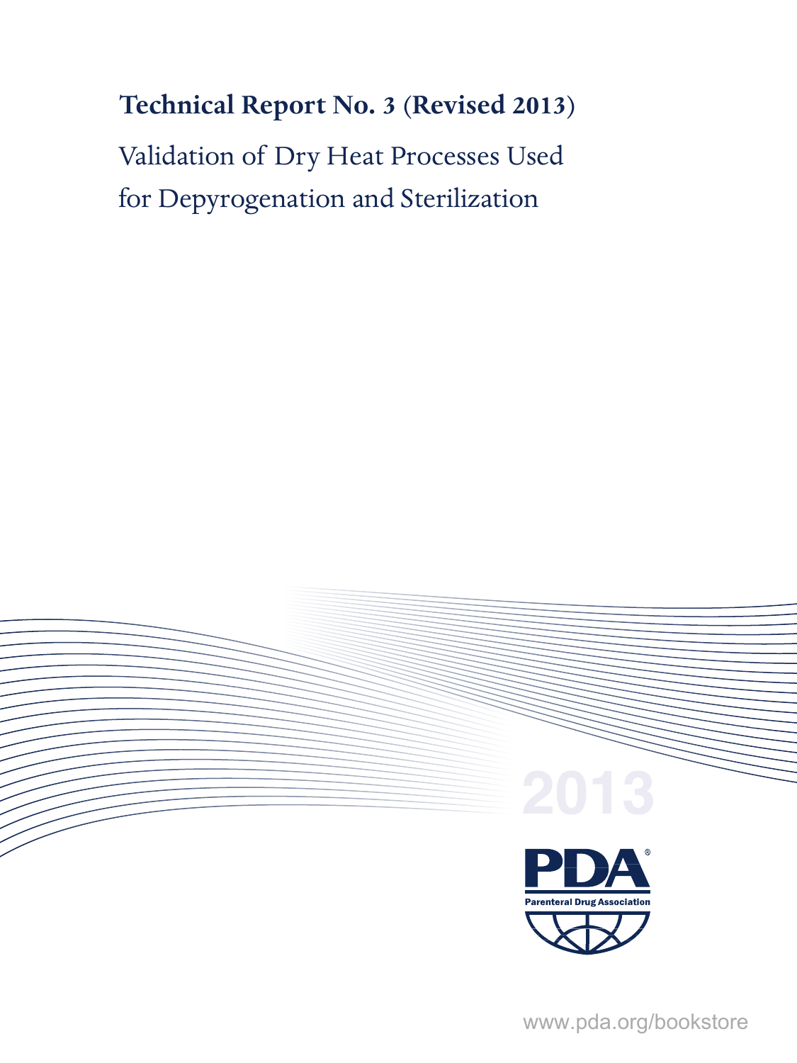# Technical Report No. 3 (Revised 2013)

## Validation of Dry Heat Processes Used for Depyrogenation and Sterilization

2013

PDA®

Parenteral Drug Association

www.pda.org/bookstore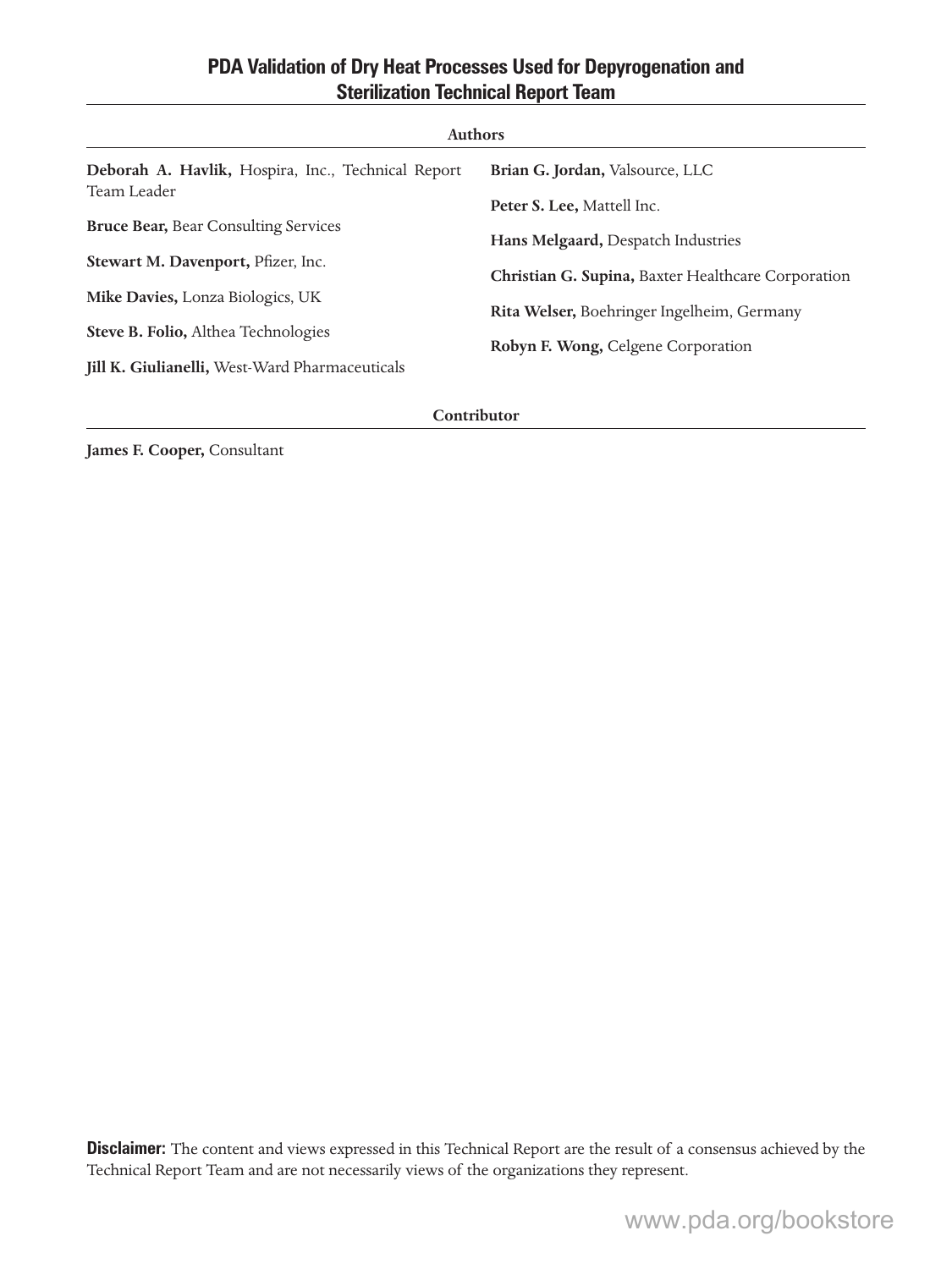# PDA Validation of Dry Heat Processes Used for Depyrogenation and Sterilization Technical Report Team

## Authors

**Deborah A. Havlik,** Hospira, Inc., Technical Report Team Leader

**Bruce Bear,** Bear Consulting Services

**Stewart M. Davenport,** Pfizer, Inc.

**Mike Davies,** Lonza Biologics, UK

**Steve B. Folio,** Althea Technologies

**Jill K. Giulianelli,** West-Ward Pharmaceuticals

**Brian G. Jordan,** Valsource, LLC

**Peter S. Lee,** Mattell Inc.

**Hans Melgaard,** Despatch Industries

**Christian G. Supina,** Baxter Healthcare Corporation

**Rita Welser,** Boehringer Ingelheim, Germany

**Robyn F. Wong,** Celgene Corporation

## Contributor

**James F. Cooper,** Consultant

**Disclaimer:** The content and views expressed in this Technical Report are the result of a consensus achieved by the Technical Report Team and are not necessarily views of the organizations they represent.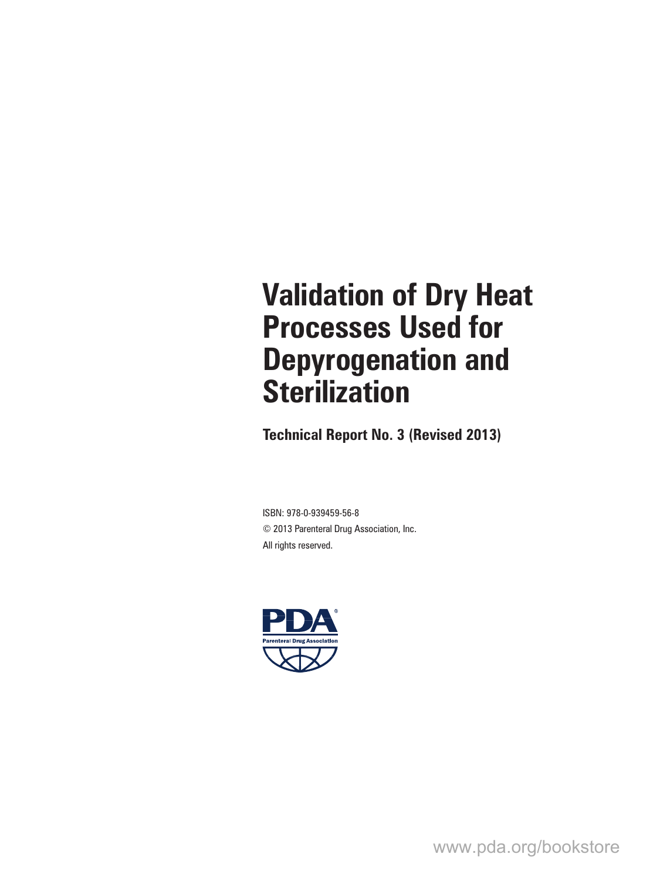# Validation of Dry Heat Processes Used for Depyrogenation and Sterilization

**Technical Report No. 3 (Revised 2013)**

ISBN: 978-0-939459-56-8

© 2013 Parenteral Drug Association, Inc.

All rights reserved.

www.pda.org/bookstore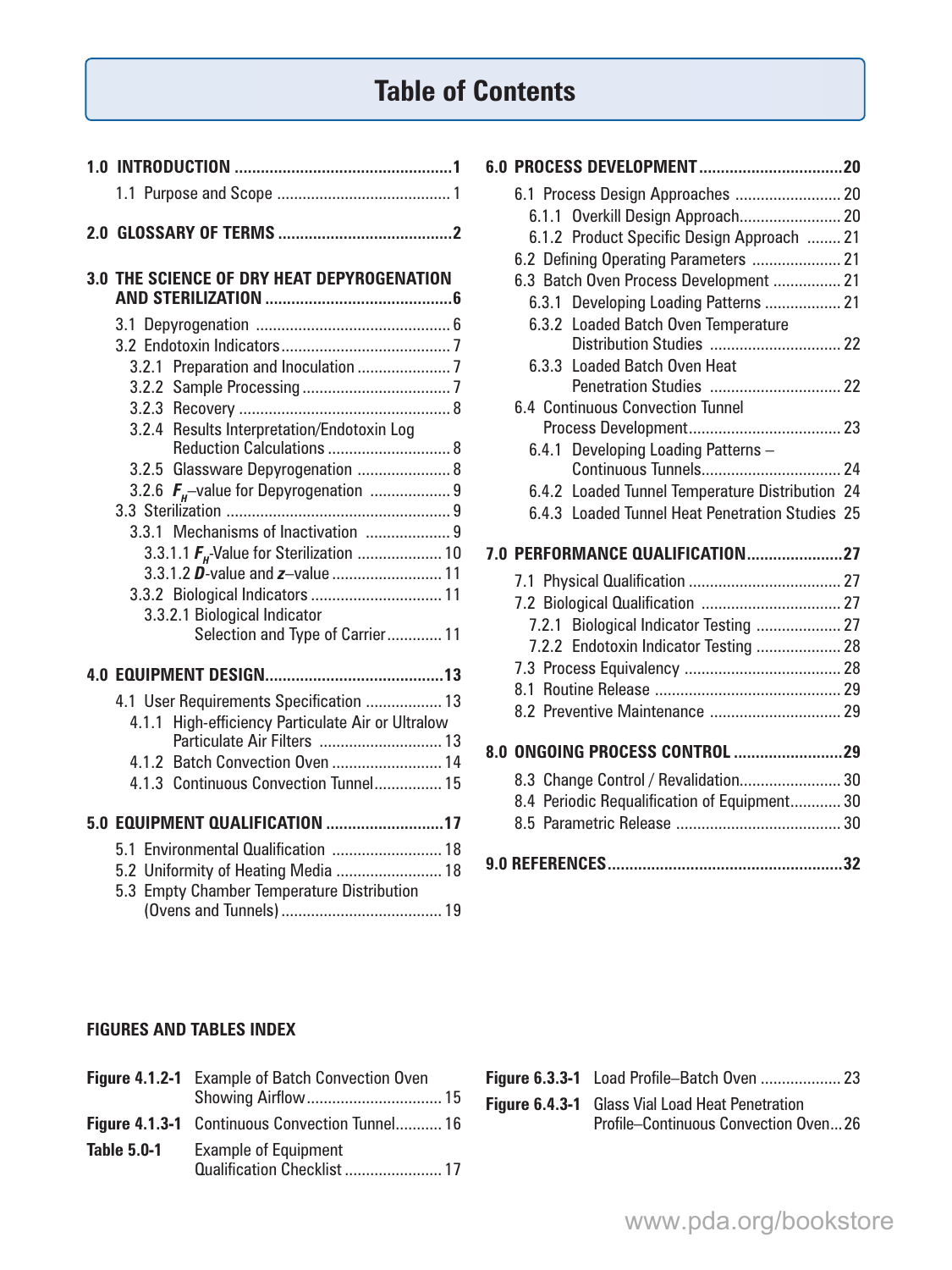# Table of Contents

**1.0 INTRODUCTION .................................................. 1**

- 1.1 Purpose and Scope ......................................... 1

**2.0 GLOSSARY OF TERMS ........................................ 2**

**3.0 THE SCIENCE OF DRY HEAT DEPYROGENATION AND STERILIZATION ........................................... 6**

- 3.1 Depyrogenation .............................................. 6
- 3.2 Endotoxin Indicators ........................................ 7
  - 3.2.1 Preparation and Inoculation ...................... 7
  - 3.2.2 Sample Processing ................................... 7
  - 3.2.3 Recovery .................................................. 8
  - 3.2.4 Results Interpretation/Endotoxin Log Reduction Calculations ............................. 8
  - 3.2.5 Glassware Depyrogenation ...................... 8
  - 3.2.6 ***$F_H$***–value for Depyrogenation ................... 9
- 3.3 Sterilization ..................................................... 9
  - 3.3.1 Mechanisms of Inactivation .................... 9
    - 3.3.1.1 ***$F_H$***-Value for Sterilization .................... 10
    - 3.3.1.2 ***D***-value and ***z***–value .......................... 11
  - 3.3.2 Biological Indicators ............................... 11
    - 3.3.2.1 Biological Indicator Selection and Type of Carrier ............ 11

**4.0 EQUIPMENT DESIGN......................................... 13**

- 4.1 User Requirements Specification .................. 13
  - 4.1.1 High-efficiency Particulate Air or Ultralow Particulate Air Filters ............................. 13
  - 4.1.2 Batch Convection Oven .......................... 14
  - 4.1.3 Continuous Convection Tunnel................ 15

**5.0 EQUIPMENT QUALIFICATION ........................... 17**

- 5.1 Environmental Qualification .......................... 18
- 5.2 Uniformity of Heating Media ......................... 18
- 5.3 Empty Chamber Temperature Distribution (Ovens and Tunnels) ...................................... 19

**6.0 PROCESS DEVELOPMENT ................................. 20**

- 6.1 Process Design Approaches ......................... 20
  - 6.1.1 Overkill Design Approach........................ 20
  - 6.1.2 Product Specific Design Approach ........ 21
- 6.2 Defining Operating Parameters ..................... 21
- 6.3 Batch Oven Process Development ................ 21
  - 6.3.1 Developing Loading Patterns .................. 21
  - 6.3.2 Loaded Batch Oven Temperature Distribution Studies ............................... 22
  - 6.3.3 Loaded Batch Oven Heat Penetration Studies ............................... 22
- 6.4 Continuous Convection Tunnel Process Development.................................... 23
  - 6.4.1 Developing Loading Patterns – Continuous Tunnels................................. 24
  - 6.4.2 Loaded Tunnel Temperature Distribution 24
  - 6.4.3 Loaded Tunnel Heat Penetration Studies 25

**7.0 PERFORMANCE QUALIFICATION...................... 27**

- 7.1 Physical Qualification .................................... 27
- 7.2 Biological Qualification ................................. 27
  - 7.2.1 Biological Indicator Testing .................... 27
  - 7.2.2 Endotoxin Indicator Testing .................... 28
- 7.3 Process Equivalency ..................................... 28
- 8.1 Routine Release ............................................ 29
- 8.2 Preventive Maintenance ............................... 29

**8.0 ONGOING PROCESS CONTROL ......................... 29**

- 8.3 Change Control / Revalidation........................ 30
- 8.4 Periodic Requalification of Equipment............ 30
- 8.5 Parametric Release ....................................... 30

**9.0 REFERENCES...................................................... 32**

## FIGURES AND TABLES INDEX

- **Figure 4.1.2-1** Example of Batch Convection Oven Showing Airflow................................ 15
- **Figure 4.1.3-1** Continuous Convection Tunnel........... 16
- **Table 5.0-1** Example of Equipment Qualification Checklist ....................... 17
- **Figure 6.3.3-1** Load Profile–Batch Oven ................... 23
- **Figure 6.4.3-1** Glass Vial Load Heat Penetration Profile–Continuous Convection Oven... 26

www.pda.org/bookstore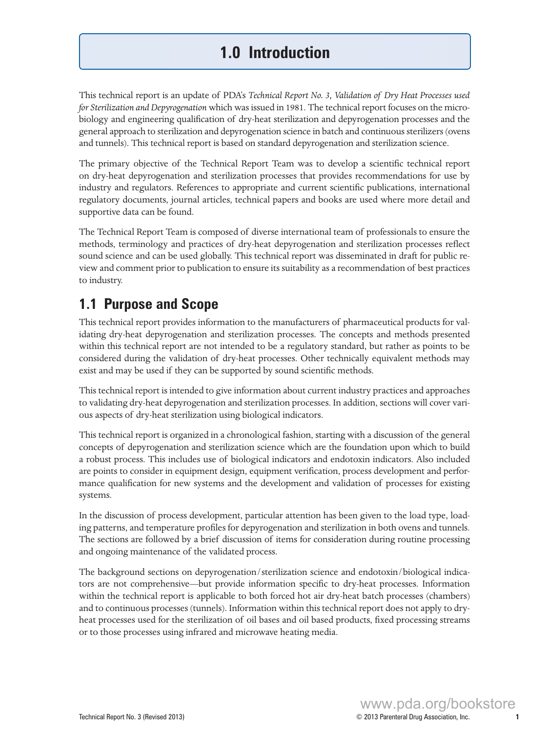# 1.0 Introduction

This technical report is an update of PDA's *Technical Report No. 3, Validation of Dry Heat Processes used for Sterilization and Depyrogenation* which was issued in 1981. The technical report focuses on the microbiology and engineering qualification of dry-heat sterilization and depyrogenation processes and the general approach to sterilization and depyrogenation science in batch and continuous sterilizers (ovens and tunnels). This technical report is based on standard depyrogenation and sterilization science.

The primary objective of the Technical Report Team was to develop a scientific technical report on dry-heat depyrogenation and sterilization processes that provides recommendations for use by industry and regulators. References to appropriate and current scientific publications, international regulatory documents, journal articles, technical papers and books are used where more detail and supportive data can be found.

The Technical Report Team is composed of diverse international team of professionals to ensure the methods, terminology and practices of dry-heat depyrogenation and sterilization processes reflect sound science and can be used globally. This technical report was disseminated in draft for public review and comment prior to publication to ensure its suitability as a recommendation of best practices to industry.

## 1.1 Purpose and Scope

This technical report provides information to the manufacturers of pharmaceutical products for validating dry-heat depyrogenation and sterilization processes. The concepts and methods presented within this technical report are not intended to be a regulatory standard, but rather as points to be considered during the validation of dry-heat processes. Other technically equivalent methods may exist and may be used if they can be supported by sound scientific methods.

This technical report is intended to give information about current industry practices and approaches to validating dry-heat depyrogenation and sterilization processes. In addition, sections will cover various aspects of dry-heat sterilization using biological indicators.

This technical report is organized in a chronological fashion, starting with a discussion of the general concepts of depyrogenation and sterilization science which are the foundation upon which to build a robust process. This includes use of biological indicators and endotoxin indicators. Also included are points to consider in equipment design, equipment verification, process development and performance qualification for new systems and the development and validation of processes for existing systems.

In the discussion of process development, particular attention has been given to the load type, loading patterns, and temperature profiles for depyrogenation and sterilization in both ovens and tunnels. The sections are followed by a brief discussion of items for consideration during routine processing and ongoing maintenance of the validated process.

The background sections on depyrogenation/sterilization science and endotoxin/biological indicators are not comprehensive—but provide information specific to dry-heat processes. Information within the technical report is applicable to both forced hot air dry-heat batch processes (chambers) and to continuous processes (tunnels). Information within this technical report does not apply to dry-heat processes used for the sterilization of oil bases and oil based products, fixed processing streams or to those processes using infrared and microwave heating media.